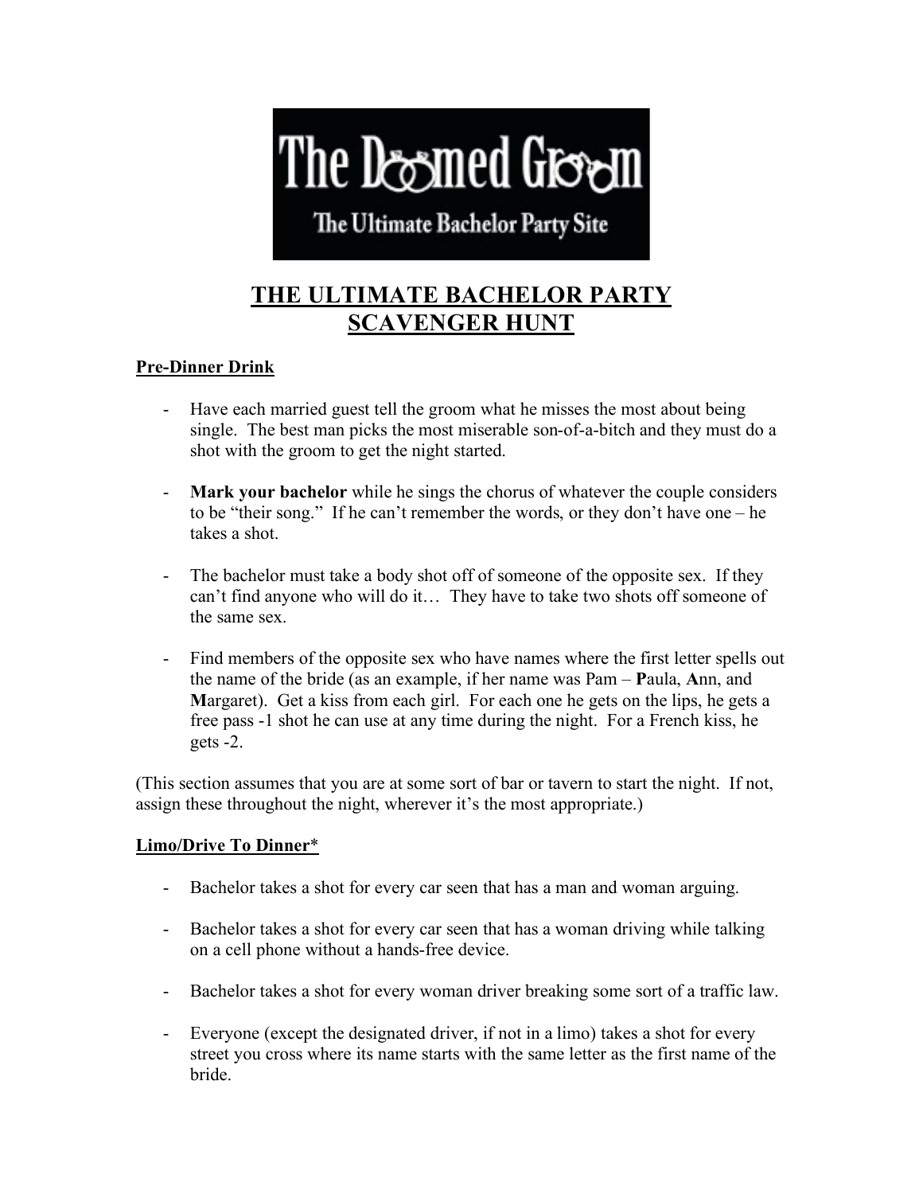# The Doomed Groom

The Ultimate Bachelor Party Site

## THE ULTIMATE BACHELOR PARTY SCAVENGER HUNT

### Pre-Dinner Drink

- Have each married guest tell the groom what he misses the most about being single. The best man picks the most miserable son-of-a-bitch and they must do a shot with the groom to get the night started.

- **Mark your bachelor** while he sings the chorus of whatever the couple considers to be "their song." If he can't remember the words, or they don't have one – he takes a shot.

- The bachelor must take a body shot off of someone of the opposite sex. If they can't find anyone who will do it… They have to take two shots off someone of the same sex.

- Find members of the opposite sex who have names where the first letter spells out the name of the bride (as an example, if her name was Pam – **P**aula, **A**nn, and **M**argaret). Get a kiss from each girl. For each one he gets on the lips, he gets a free pass -1 shot he can use at any time during the night. For a French kiss, he gets -2.

(This section assumes that you are at some sort of bar or tavern to start the night. If not, assign these throughout the night, wherever it's the most appropriate.)

### Limo/Drive To Dinner*

- Bachelor takes a shot for every car seen that has a man and woman arguing.

- Bachelor takes a shot for every car seen that has a woman driving while talking on a cell phone without a hands-free device.

- Bachelor takes a shot for every woman driver breaking some sort of a traffic law.

- Everyone (except the designated driver, if not in a limo) takes a shot for every street you cross where its name starts with the same letter as the first name of the bride.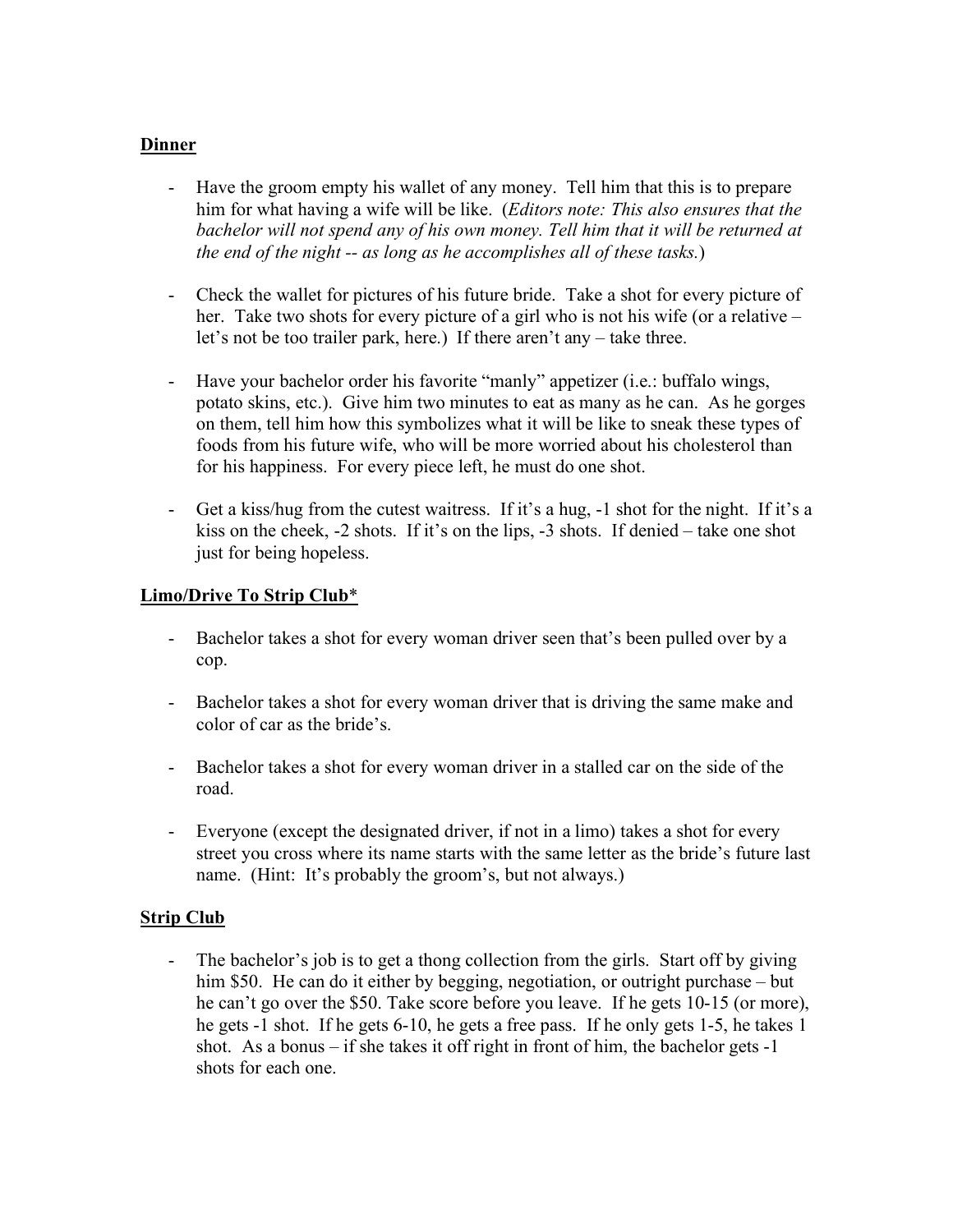**Dinner**

- Have the groom empty his wallet of any money. Tell him that this is to prepare him for what having a wife will be like. (*Editors note: This also ensures that the bachelor will not spend any of his own money. Tell him that it will be returned at the end of the night -- as long as he accomplishes all of these tasks.*)

- Check the wallet for pictures of his future bride. Take a shot for every picture of her. Take two shots for every picture of a girl who is not his wife (or a relative – let's not be too trailer park, here.) If there aren't any – take three.

- Have your bachelor order his favorite "manly" appetizer (i.e.: buffalo wings, potato skins, etc.). Give him two minutes to eat as many as he can. As he gorges on them, tell him how this symbolizes what it will be like to sneak these types of foods from his future wife, who will be more worried about his cholesterol than for his happiness. For every piece left, he must do one shot.

- Get a kiss/hug from the cutest waitress. If it's a hug, -1 shot for the night. If it's a kiss on the cheek, -2 shots. If it's on the lips, -3 shots. If denied – take one shot just for being hopeless.

**Limo/Drive To Strip Club***

- Bachelor takes a shot for every woman driver seen that's been pulled over by a cop.

- Bachelor takes a shot for every woman driver that is driving the same make and color of car as the bride's.

- Bachelor takes a shot for every woman driver in a stalled car on the side of the road.

- Everyone (except the designated driver, if not in a limo) takes a shot for every street you cross where its name starts with the same letter as the bride's future last name. (Hint: It's probably the groom's, but not always.)

**Strip Club**

- The bachelor's job is to get a thong collection from the girls. Start off by giving him $50. He can do it either by begging, negotiation, or outright purchase – but he can't go over the $50. Take score before you leave. If he gets 10-15 (or more), he gets -1 shot. If he gets 6-10, he gets a free pass. If he only gets 1-5, he takes 1 shot. As a bonus – if she takes it off right in front of him, the bachelor gets -1 shots for each one.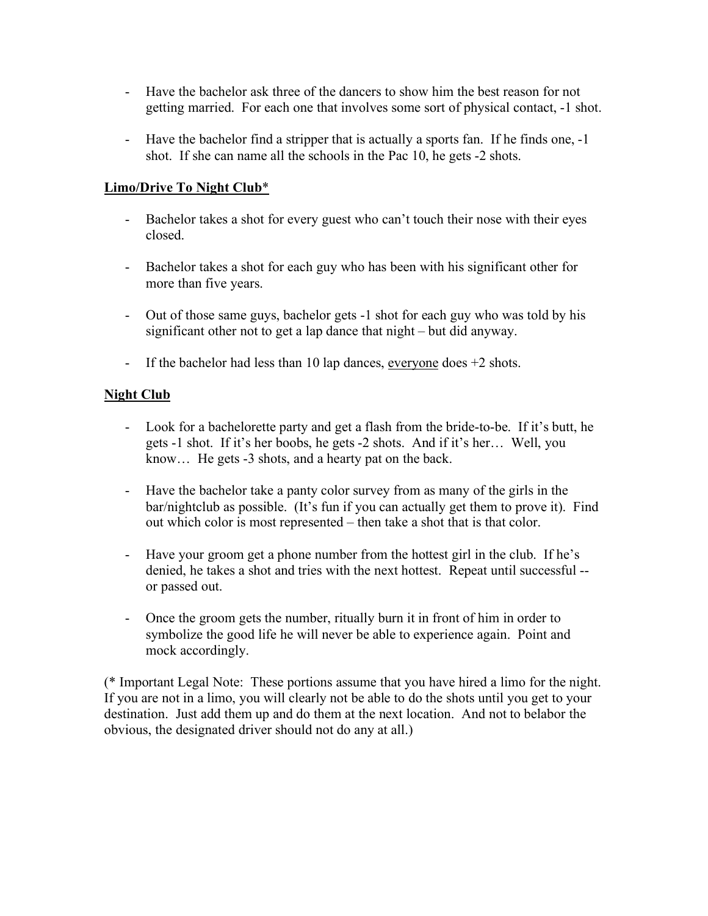- Have the bachelor ask three of the dancers to show him the best reason for not getting married. For each one that involves some sort of physical contact, -1 shot.

- Have the bachelor find a stripper that is actually a sports fan. If he finds one, -1 shot. If she can name all the schools in the Pac 10, he gets -2 shots.

**Limo/Drive To Night Club***

- Bachelor takes a shot for every guest who can't touch their nose with their eyes closed.

- Bachelor takes a shot for each guy who has been with his significant other for more than five years.

- Out of those same guys, bachelor gets -1 shot for each guy who was told by his significant other not to get a lap dance that night – but did anyway.

- If the bachelor had less than 10 lap dances, <u>everyone</u> does +2 shots.

**Night Club**

- Look for a bachelorette party and get a flash from the bride-to-be. If it's butt, he gets -1 shot. If it's her boobs, he gets -2 shots. And if it's her… Well, you know… He gets -3 shots, and a hearty pat on the back.

- Have the bachelor take a panty color survey from as many of the girls in the bar/nightclub as possible. (It's fun if you can actually get them to prove it). Find out which color is most represented – then take a shot that is that color.

- Have your groom get a phone number from the hottest girl in the club. If he's denied, he takes a shot and tries with the next hottest. Repeat until successful -- or passed out.

- Once the groom gets the number, ritually burn it in front of him in order to symbolize the good life he will never be able to experience again. Point and mock accordingly.

(* Important Legal Note: These portions assume that you have hired a limo for the night. If you are not in a limo, you will clearly not be able to do the shots until you get to your destination. Just add them up and do them at the next location. And not to belabor the obvious, the designated driver should not do any at all.)